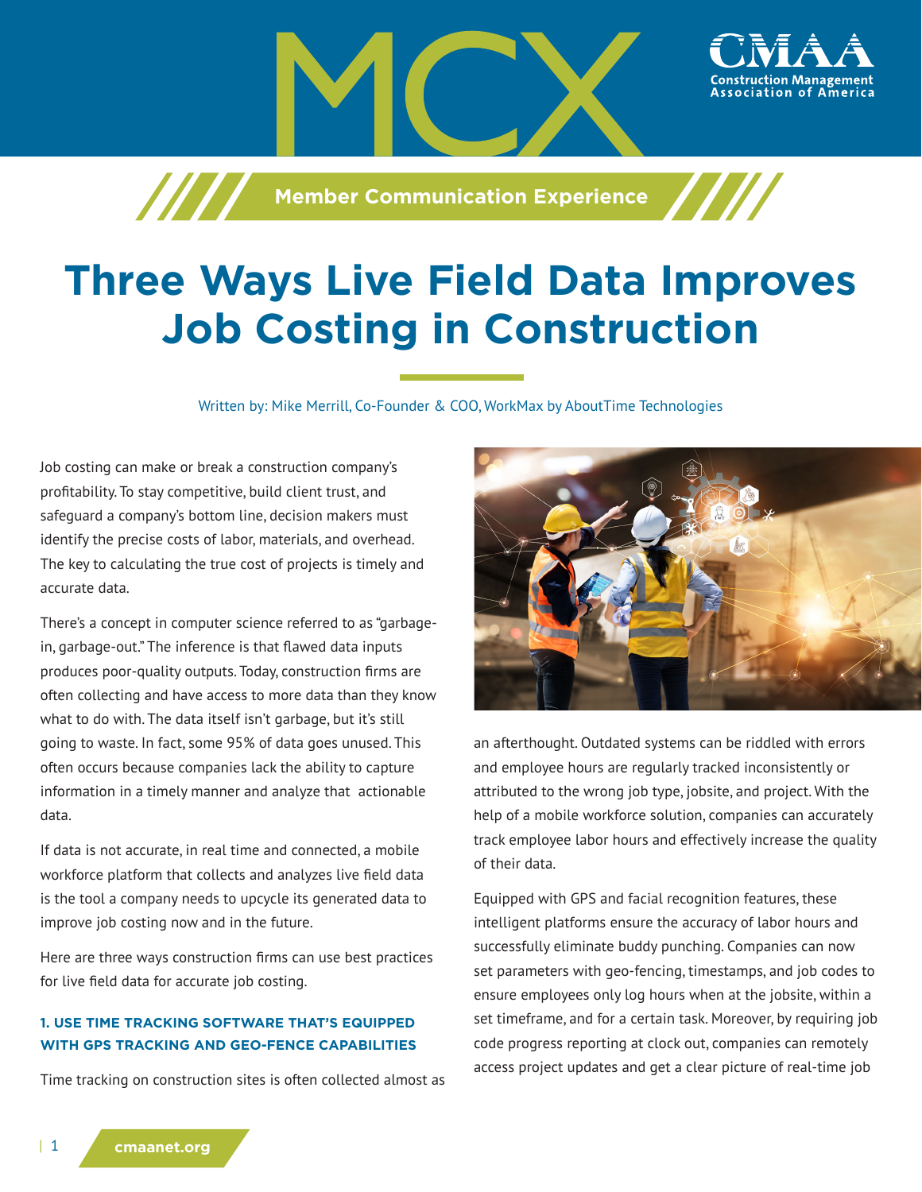# Three Ways Live Field Data Improves Job Costing in Construction

Written by: Mike Merrill, Co-Founder & COO, WorkMax by AboutTime Technologies

Job costing can make or break a construction company's profitability. To stay competitive, build client trust, and safeguard a company's bottom line, decision makers must identify the precise costs of labor, materials, and overhead. The key to calculating the true cost of projects is timely and accurate data.

There's a concept in computer science referred to as "garbage-in, garbage-out." The inference is that flawed data inputs produces poor-quality outputs. Today, construction firms are often collecting and have access to more data than they know what to do with. The data itself isn't garbage, but it's still going to waste. In fact, some 95% of data goes unused. This often occurs because companies lack the ability to capture information in a timely manner and analyze that actionable data.

If data is not accurate, in real time and connected, a mobile workforce platform that collects and analyzes live field data is the tool a company needs to upcycle its generated data to improve job costing now and in the future.

Here are three ways construction firms can use best practices for live field data for accurate job costing.

### 1. USE TIME TRACKING SOFTWARE THAT'S EQUIPPED WITH GPS TRACKING AND GEO-FENCE CAPABILITIES

Time tracking on construction sites is often collected almost as an afterthought. Outdated systems can be riddled with errors and employee hours are regularly tracked inconsistently or attributed to the wrong job type, jobsite, and project. With the help of a mobile workforce solution, companies can accurately track employee labor hours and effectively increase the quality of their data.

Equipped with GPS and facial recognition features, these intelligent platforms ensure the accuracy of labor hours and successfully eliminate buddy punching. Companies can now set parameters with geo-fencing, timestamps, and job codes to ensure employees only log hours when at the jobsite, within a set timeframe, and for a certain task. Moreover, by requiring job code progress reporting at clock out, companies can remotely access project updates and get a clear picture of real-time job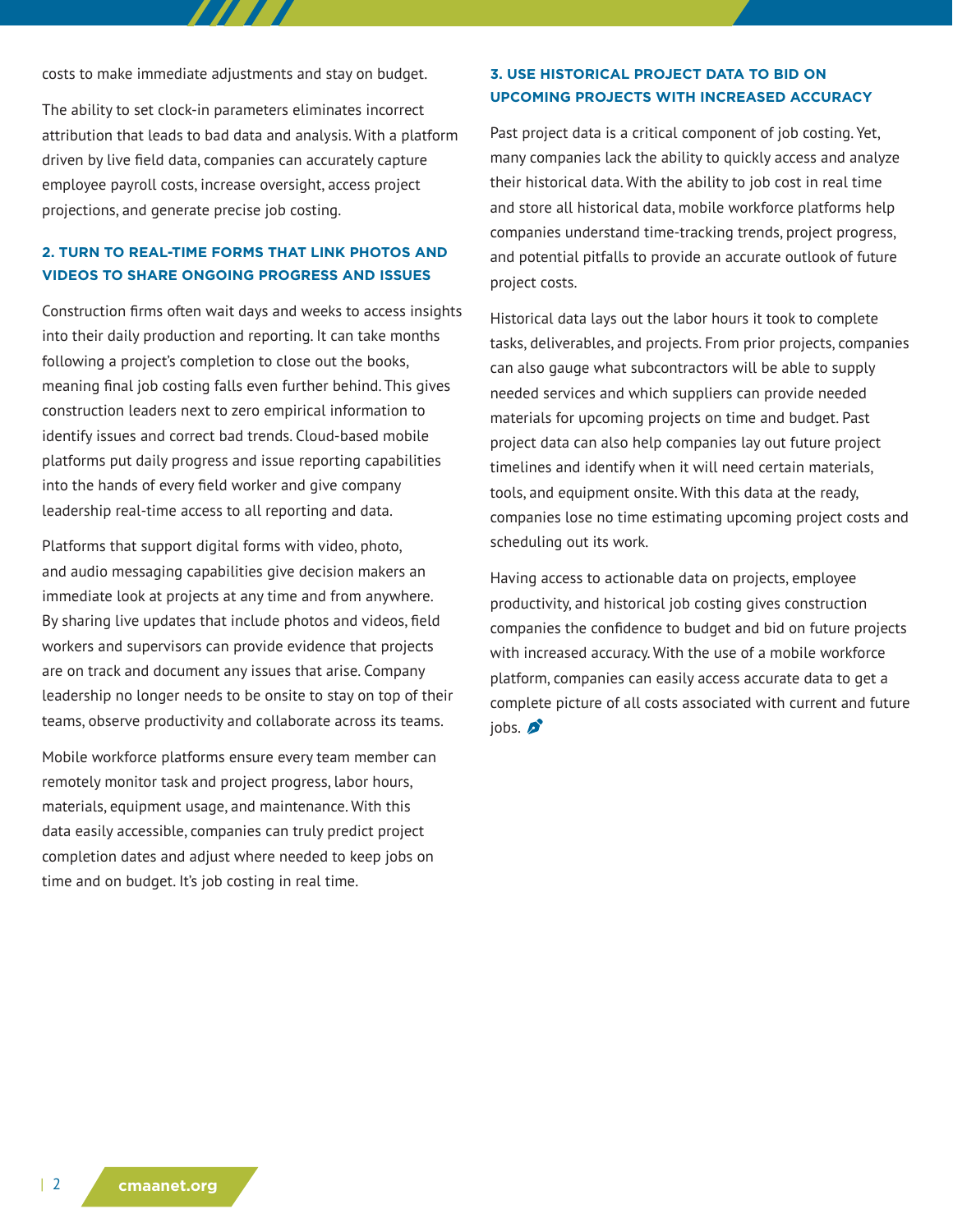costs to make immediate adjustments and stay on budget.

The ability to set clock-in parameters eliminates incorrect attribution that leads to bad data and analysis. With a platform driven by live field data, companies can accurately capture employee payroll costs, increase oversight, access project projections, and generate precise job costing.

### 2. TURN TO REAL-TIME FORMS THAT LINK PHOTOS AND VIDEOS TO SHARE ONGOING PROGRESS AND ISSUES

Construction firms often wait days and weeks to access insights into their daily production and reporting. It can take months following a project's completion to close out the books, meaning final job costing falls even further behind. This gives construction leaders next to zero empirical information to identify issues and correct bad trends. Cloud-based mobile platforms put daily progress and issue reporting capabilities into the hands of every field worker and give company leadership real-time access to all reporting and data.

Platforms that support digital forms with video, photo, and audio messaging capabilities give decision makers an immediate look at projects at any time and from anywhere. By sharing live updates that include photos and videos, field workers and supervisors can provide evidence that projects are on track and document any issues that arise. Company leadership no longer needs to be onsite to stay on top of their teams, observe productivity and collaborate across its teams.

Mobile workforce platforms ensure every team member can remotely monitor task and project progress, labor hours, materials, equipment usage, and maintenance. With this data easily accessible, companies can truly predict project completion dates and adjust where needed to keep jobs on time and on budget. It's job costing in real time.

### 3. USE HISTORICAL PROJECT DATA TO BID ON UPCOMING PROJECTS WITH INCREASED ACCURACY

Past project data is a critical component of job costing. Yet, many companies lack the ability to quickly access and analyze their historical data. With the ability to job cost in real time and store all historical data, mobile workforce platforms help companies understand time-tracking trends, project progress, and potential pitfalls to provide an accurate outlook of future project costs.

Historical data lays out the labor hours it took to complete tasks, deliverables, and projects. From prior projects, companies can also gauge what subcontractors will be able to supply needed services and which suppliers can provide needed materials for upcoming projects on time and budget. Past project data can also help companies lay out future project timelines and identify when it will need certain materials, tools, and equipment onsite. With this data at the ready, companies lose no time estimating upcoming project costs and scheduling out its work.

Having access to actionable data on projects, employee productivity, and historical job costing gives construction companies the confidence to budget and bid on future projects with increased accuracy. With the use of a mobile workforce platform, companies can easily access accurate data to get a complete picture of all costs associated with current and future jobs.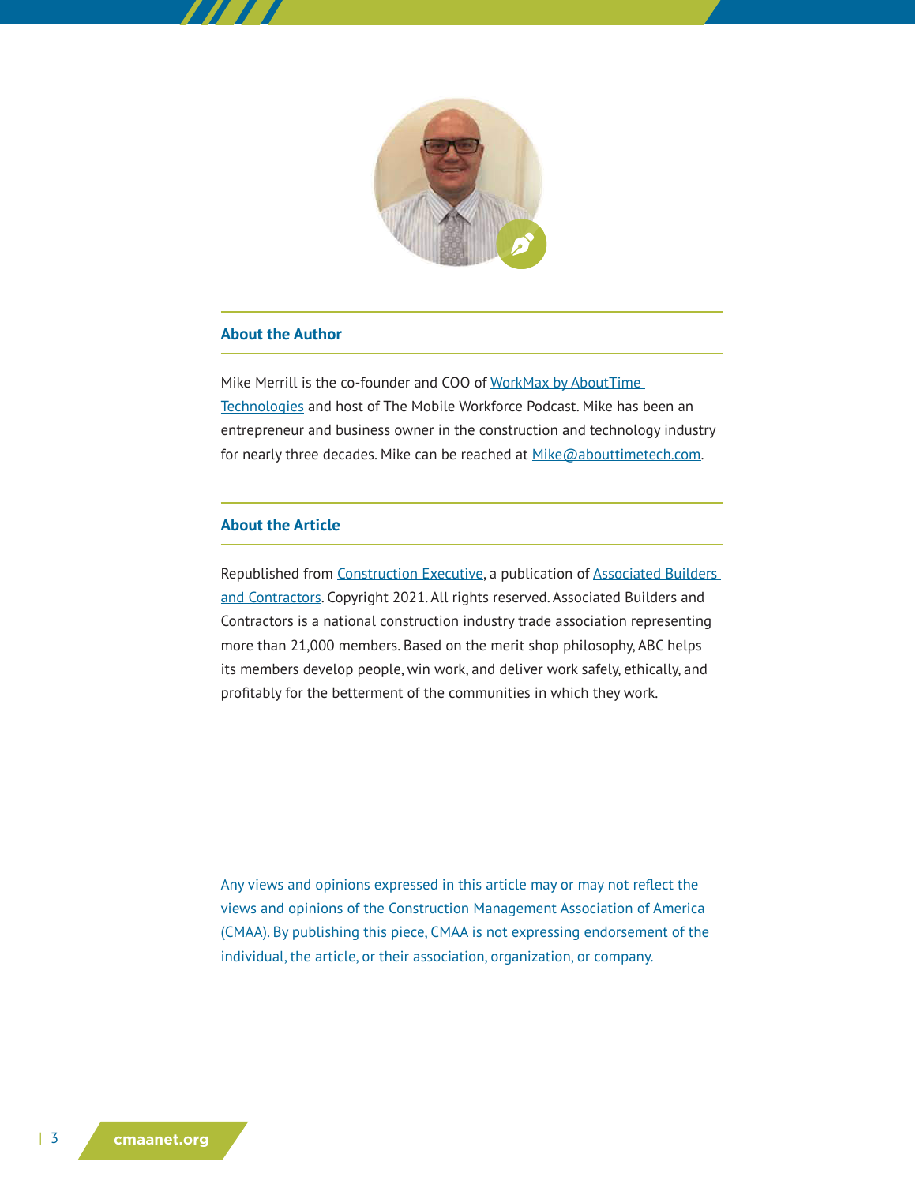## About the Author

Mike Merrill is the co-founder and COO of WorkMax by AboutTime Technologies and host of The Mobile Workforce Podcast. Mike has been an entrepreneur and business owner in the construction and technology industry for nearly three decades. Mike can be reached at Mike@abouttimetech.com.

## About the Article

Republished from Construction Executive, a publication of Associated Builders and Contractors. Copyright 2021. All rights reserved. Associated Builders and Contractors is a national construction industry trade association representing more than 21,000 members. Based on the merit shop philosophy, ABC helps its members develop people, win work, and deliver work safely, ethically, and profitably for the betterment of the communities in which they work.

Any views and opinions expressed in this article may or may not reflect the views and opinions of the Construction Management Association of America (CMAA). By publishing this piece, CMAA is not expressing endorsement of the individual, the article, or their association, organization, or company.